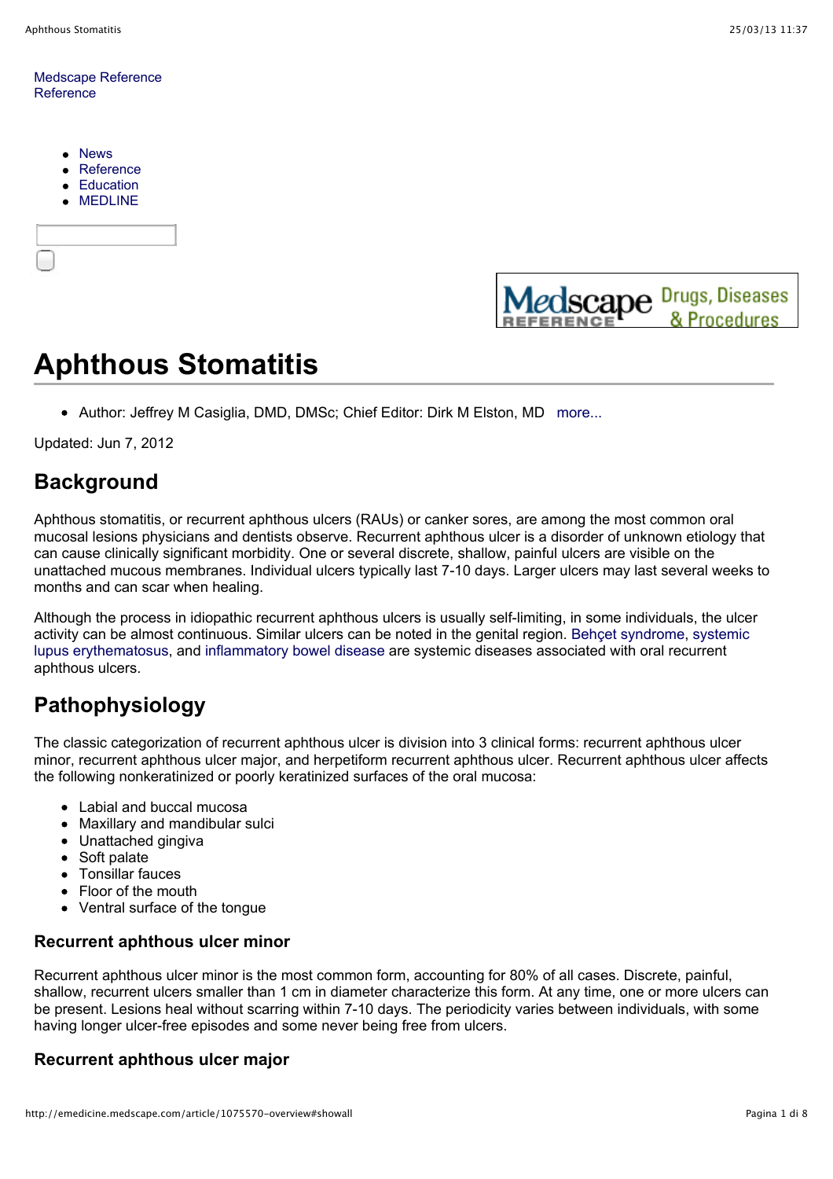Medscape Reference
Reference

- News
- Reference
- Education
- MEDLINE

# Aphthous Stomatitis

- Author: Jeffrey M Casiglia, DMD, DMSc; Chief Editor: Dirk M Elston, MD more...

Updated: Jun 7, 2012

## Background

Aphthous stomatitis, or recurrent aphthous ulcers (RAUs) or canker sores, are among the most common oral mucosal lesions physicians and dentists observe. Recurrent aphthous ulcer is a disorder of unknown etiology that can cause clinically significant morbidity. One or several discrete, shallow, painful ulcers are visible on the unattached mucous membranes. Individual ulcers typically last 7-10 days. Larger ulcers may last several weeks to months and can scar when healing.

Although the process in idiopathic recurrent aphthous ulcers is usually self-limiting, in some individuals, the ulcer activity can be almost continuous. Similar ulcers can be noted in the genital region. Behçet syndrome, systemic lupus erythematosus, and inflammatory bowel disease are systemic diseases associated with oral recurrent aphthous ulcers.

## Pathophysiology

The classic categorization of recurrent aphthous ulcer is division into 3 clinical forms: recurrent aphthous ulcer minor, recurrent aphthous ulcer major, and herpetiform recurrent aphthous ulcer. Recurrent aphthous ulcer affects the following nonkeratinized or poorly keratinized surfaces of the oral mucosa:

- Labial and buccal mucosa
- Maxillary and mandibular sulci
- Unattached gingiva
- Soft palate
- Tonsillar fauces
- Floor of the mouth
- Ventral surface of the tongue

### Recurrent aphthous ulcer minor

Recurrent aphthous ulcer minor is the most common form, accounting for 80% of all cases. Discrete, painful, shallow, recurrent ulcers smaller than 1 cm in diameter characterize this form. At any time, one or more ulcers can be present. Lesions heal without scarring within 7-10 days. The periodicity varies between individuals, with some having longer ulcer-free episodes and some never being free from ulcers.

### Recurrent aphthous ulcer major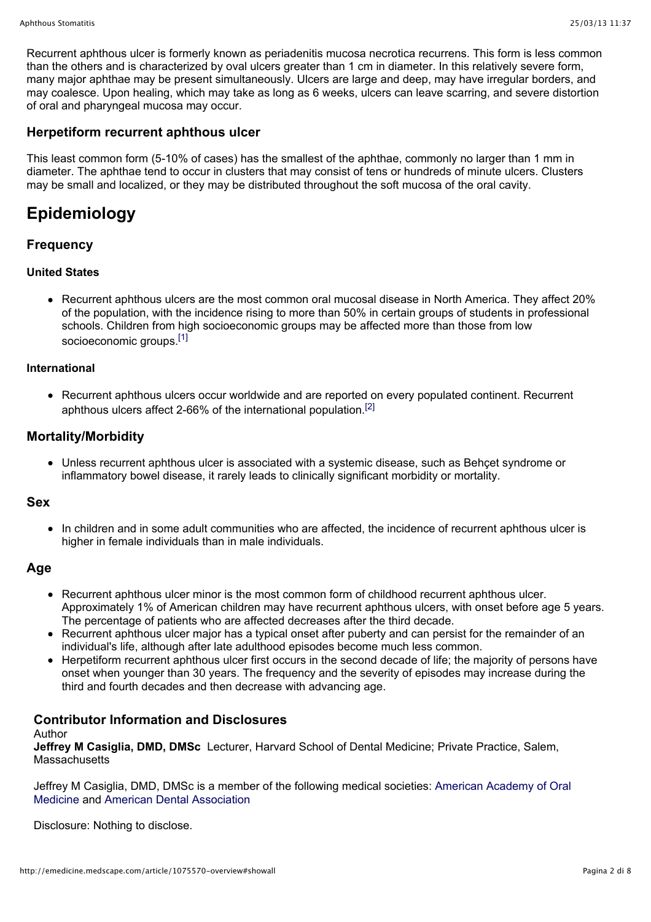Recurrent aphthous ulcer is formerly known as periadenitis mucosa necrotica recurrens. This form is less common than the others and is characterized by oval ulcers greater than 1 cm in diameter. In this relatively severe form, many major aphthae may be present simultaneously. Ulcers are large and deep, may have irregular borders, and may coalesce. Upon healing, which may take as long as 6 weeks, ulcers can leave scarring, and severe distortion of oral and pharyngeal mucosa may occur.

### Herpetiform recurrent aphthous ulcer

This least common form (5-10% of cases) has the smallest of the aphthae, commonly no larger than 1 mm in diameter. The aphthae tend to occur in clusters that may consist of tens or hundreds of minute ulcers. Clusters may be small and localized, or they may be distributed throughout the soft mucosa of the oral cavity.

## Epidemiology

### Frequency

#### United States

- Recurrent aphthous ulcers are the most common oral mucosal disease in North America. They affect 20% of the population, with the incidence rising to more than 50% in certain groups of students in professional schools. Children from high socioeconomic groups may be affected more than those from low socioeconomic groups.[1]

#### International

- Recurrent aphthous ulcers occur worldwide and are reported on every populated continent. Recurrent aphthous ulcers affect 2-66% of the international population.[2]

### Mortality/Morbidity

- Unless recurrent aphthous ulcer is associated with a systemic disease, such as Behçet syndrome or inflammatory bowel disease, it rarely leads to clinically significant morbidity or mortality.

### Sex

- In children and in some adult communities who are affected, the incidence of recurrent aphthous ulcer is higher in female individuals than in male individuals.

### Age

- Recurrent aphthous ulcer minor is the most common form of childhood recurrent aphthous ulcer. Approximately 1% of American children may have recurrent aphthous ulcers, with onset before age 5 years. The percentage of patients who are affected decreases after the third decade.
- Recurrent aphthous ulcer major has a typical onset after puberty and can persist for the remainder of an individual's life, although after late adulthood episodes become much less common.
- Herpetiform recurrent aphthous ulcer first occurs in the second decade of life; the majority of persons have onset when younger than 30 years. The frequency and the severity of episodes may increase during the third and fourth decades and then decrease with advancing age.

### Contributor Information and Disclosures

Author

**Jeffrey M Casiglia, DMD, DMSc** Lecturer, Harvard School of Dental Medicine; Private Practice, Salem, Massachusetts

Jeffrey M Casiglia, DMD, DMSc is a member of the following medical societies: American Academy of Oral Medicine and American Dental Association

Disclosure: Nothing to disclose.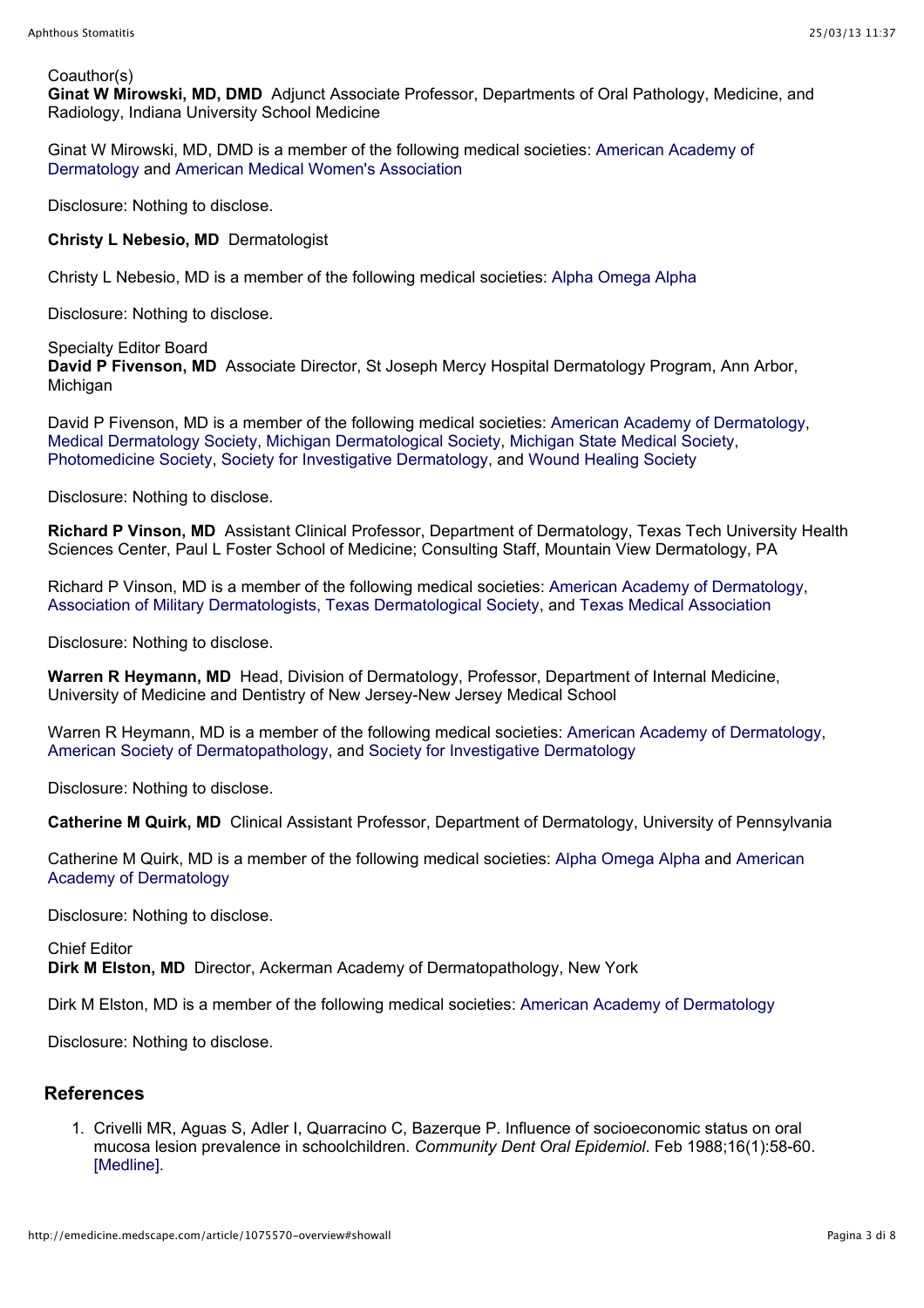Coauthor(s)

**Ginat W Mirowski, MD, DMD** Adjunct Associate Professor, Departments of Oral Pathology, Medicine, and Radiology, Indiana University School Medicine

Ginat W Mirowski, MD, DMD is a member of the following medical societies: American Academy of Dermatology and American Medical Women's Association

Disclosure: Nothing to disclose.

**Christy L Nebesio, MD** Dermatologist

Christy L Nebesio, MD is a member of the following medical societies: Alpha Omega Alpha

Disclosure: Nothing to disclose.

Specialty Editor Board

**David P Fivenson, MD** Associate Director, St Joseph Mercy Hospital Dermatology Program, Ann Arbor, Michigan

David P Fivenson, MD is a member of the following medical societies: American Academy of Dermatology, Medical Dermatology Society, Michigan Dermatological Society, Michigan State Medical Society, Photomedicine Society, Society for Investigative Dermatology, and Wound Healing Society

Disclosure: Nothing to disclose.

**Richard P Vinson, MD** Assistant Clinical Professor, Department of Dermatology, Texas Tech University Health Sciences Center, Paul L Foster School of Medicine; Consulting Staff, Mountain View Dermatology, PA

Richard P Vinson, MD is a member of the following medical societies: American Academy of Dermatology, Association of Military Dermatologists, Texas Dermatological Society, and Texas Medical Association

Disclosure: Nothing to disclose.

**Warren R Heymann, MD** Head, Division of Dermatology, Professor, Department of Internal Medicine, University of Medicine and Dentistry of New Jersey-New Jersey Medical School

Warren R Heymann, MD is a member of the following medical societies: American Academy of Dermatology, American Society of Dermatopathology, and Society for Investigative Dermatology

Disclosure: Nothing to disclose.

**Catherine M Quirk, MD** Clinical Assistant Professor, Department of Dermatology, University of Pennsylvania

Catherine M Quirk, MD is a member of the following medical societies: Alpha Omega Alpha and American Academy of Dermatology

Disclosure: Nothing to disclose.

Chief Editor

**Dirk M Elston, MD** Director, Ackerman Academy of Dermatopathology, New York

Dirk M Elston, MD is a member of the following medical societies: American Academy of Dermatology

Disclosure: Nothing to disclose.

## References

1. Crivelli MR, Aguas S, Adler I, Quarracino C, Bazerque P. Influence of socioeconomic status on oral mucosa lesion prevalence in schoolchildren. *Community Dent Oral Epidemiol*. Feb 1988;16(1):58-60. [Medline].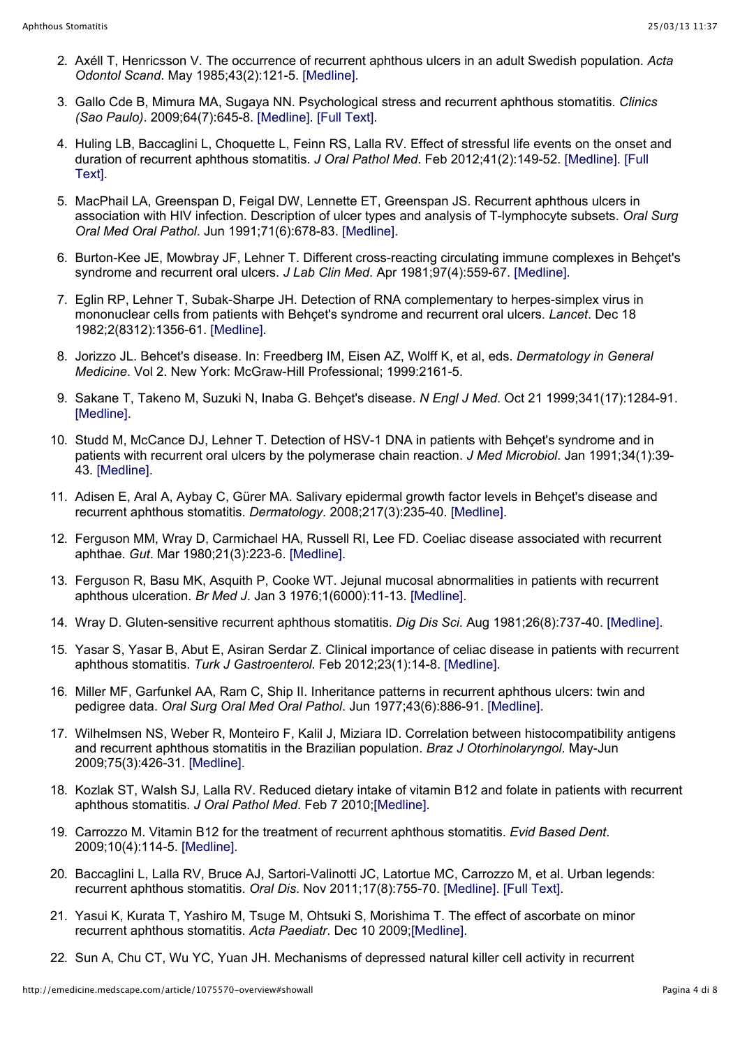2. Axéll T, Henricsson V. The occurrence of recurrent aphthous ulcers in an adult Swedish population. *Acta Odontol Scand*. May 1985;43(2):121-5. [Medline].
3. Gallo Cde B, Mimura MA, Sugaya NN. Psychological stress and recurrent aphthous stomatitis. *Clinics (Sao Paulo)*. 2009;64(7):645-8. [Medline]. [Full Text].
4. Huling LB, Baccaglini L, Choquette L, Feinn RS, Lalla RV. Effect of stressful life events on the onset and duration of recurrent aphthous stomatitis. *J Oral Pathol Med*. Feb 2012;41(2):149-52. [Medline]. [Full Text].
5. MacPhail LA, Greenspan D, Feigal DW, Lennette ET, Greenspan JS. Recurrent aphthous ulcers in association with HIV infection. Description of ulcer types and analysis of T-lymphocyte subsets. *Oral Surg Oral Med Oral Pathol*. Jun 1991;71(6):678-83. [Medline].
6. Burton-Kee JE, Mowbray JF, Lehner T. Different cross-reacting circulating immune complexes in Behçet's syndrome and recurrent oral ulcers. *J Lab Clin Med*. Apr 1981;97(4):559-67. [Medline].
7. Eglin RP, Lehner T, Subak-Sharpe JH. Detection of RNA complementary to herpes-simplex virus in mononuclear cells from patients with Behçet's syndrome and recurrent oral ulcers. *Lancet*. Dec 18 1982;2(8312):1356-61. [Medline].
8. Jorizzo JL. Behcet's disease. In: Freedberg IM, Eisen AZ, Wolff K, et al, eds. *Dermatology in General Medicine*. Vol 2. New York: McGraw-Hill Professional; 1999:2161-5.
9. Sakane T, Takeno M, Suzuki N, Inaba G. Behçet's disease. *N Engl J Med*. Oct 21 1999;341(17):1284-91. [Medline].
10. Studd M, McCance DJ, Lehner T. Detection of HSV-1 DNA in patients with Behçet's syndrome and in patients with recurrent oral ulcers by the polymerase chain reaction. *J Med Microbiol*. Jan 1991;34(1):39-43. [Medline].
11. Adisen E, Aral A, Aybay C, Gürer MA. Salivary epidermal growth factor levels in Behçet's disease and recurrent aphthous stomatitis. *Dermatology*. 2008;217(3):235-40. [Medline].
12. Ferguson MM, Wray D, Carmichael HA, Russell RI, Lee FD. Coeliac disease associated with recurrent aphthae. *Gut*. Mar 1980;21(3):223-6. [Medline].
13. Ferguson R, Basu MK, Asquith P, Cooke WT. Jejunal mucosal abnormalities in patients with recurrent aphthous ulceration. *Br Med J*. Jan 3 1976;1(6000):11-13. [Medline].
14. Wray D. Gluten-sensitive recurrent aphthous stomatitis. *Dig Dis Sci*. Aug 1981;26(8):737-40. [Medline].
15. Yasar S, Yasar B, Abut E, Asiran Serdar Z. Clinical importance of celiac disease in patients with recurrent aphthous stomatitis. *Turk J Gastroenterol*. Feb 2012;23(1):14-8. [Medline].
16. Miller MF, Garfunkel AA, Ram C, Ship II. Inheritance patterns in recurrent aphthous ulcers: twin and pedigree data. *Oral Surg Oral Med Oral Pathol*. Jun 1977;43(6):886-91. [Medline].
17. Wilhelmsen NS, Weber R, Monteiro F, Kalil J, Miziara ID. Correlation between histocompatibility antigens and recurrent aphthous stomatitis in the Brazilian population. *Braz J Otorhinolaryngol*. May-Jun 2009;75(3):426-31. [Medline].
18. Kozlak ST, Walsh SJ, Lalla RV. Reduced dietary intake of vitamin B12 and folate in patients with recurrent aphthous stomatitis. *J Oral Pathol Med*. Feb 7 2010;[Medline].
19. Carrozzo M. Vitamin B12 for the treatment of recurrent aphthous stomatitis. *Evid Based Dent*. 2009;10(4):114-5. [Medline].
20. Baccaglini L, Lalla RV, Bruce AJ, Sartori-Valinotti JC, Latortue MC, Carrozzo M, et al. Urban legends: recurrent aphthous stomatitis. *Oral Dis*. Nov 2011;17(8):755-70. [Medline]. [Full Text].
21. Yasui K, Kurata T, Yashiro M, Tsuge M, Ohtsuki S, Morishima T. The effect of ascorbate on minor recurrent aphthous stomatitis. *Acta Paediatr*. Dec 10 2009;[Medline].
22. Sun A, Chu CT, Wu YC, Yuan JH. Mechanisms of depressed natural killer cell activity in recurrent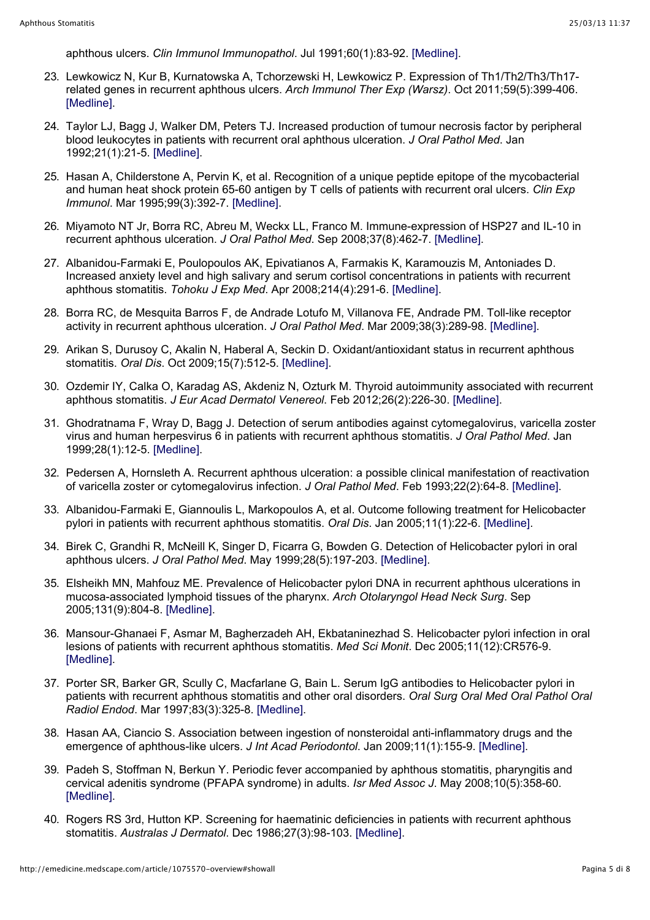aphthous ulcers. *Clin Immunol Immunopathol*. Jul 1991;60(1):83-92. [Medline].

23. Lewkowicz N, Kur B, Kurnatowska A, Tchorzewski H, Lewkowicz P. Expression of Th1/Th2/Th3/Th17-related genes in recurrent aphthous ulcers. *Arch Immunol Ther Exp (Warsz)*. Oct 2011;59(5):399-406. [Medline].

24. Taylor LJ, Bagg J, Walker DM, Peters TJ. Increased production of tumour necrosis factor by peripheral blood leukocytes in patients with recurrent oral aphthous ulceration. *J Oral Pathol Med*. Jan 1992;21(1):21-5. [Medline].

25. Hasan A, Childerstone A, Pervin K, et al. Recognition of a unique peptide epitope of the mycobacterial and human heat shock protein 65-60 antigen by T cells of patients with recurrent oral ulcers. *Clin Exp Immunol*. Mar 1995;99(3):392-7. [Medline].

26. Miyamoto NT Jr, Borra RC, Abreu M, Weckx LL, Franco M. Immune-expression of HSP27 and IL-10 in recurrent aphthous ulceration. *J Oral Pathol Med*. Sep 2008;37(8):462-7. [Medline].

27. Albanidou-Farmaki E, Poulopoulos AK, Epivatianos A, Farmakis K, Karamouzis M, Antoniades D. Increased anxiety level and high salivary and serum cortisol concentrations in patients with recurrent aphthous stomatitis. *Tohoku J Exp Med*. Apr 2008;214(4):291-6. [Medline].

28. Borra RC, de Mesquita Barros F, de Andrade Lotufo M, Villanova FE, Andrade PM. Toll-like receptor activity in recurrent aphthous ulceration. *J Oral Pathol Med*. Mar 2009;38(3):289-98. [Medline].

29. Arikan S, Durusoy C, Akalin N, Haberal A, Seckin D. Oxidant/antioxidant status in recurrent aphthous stomatitis. *Oral Dis*. Oct 2009;15(7):512-5. [Medline].

30. Ozdemir IY, Calka O, Karadag AS, Akdeniz N, Ozturk M. Thyroid autoimmunity associated with recurrent aphthous stomatitis. *J Eur Acad Dermatol Venereol*. Feb 2012;26(2):226-30. [Medline].

31. Ghodratnama F, Wray D, Bagg J. Detection of serum antibodies against cytomegalovirus, varicella zoster virus and human herpesvirus 6 in patients with recurrent aphthous stomatitis. *J Oral Pathol Med*. Jan 1999;28(1):12-5. [Medline].

32. Pedersen A, Hornsleth A. Recurrent aphthous ulceration: a possible clinical manifestation of reactivation of varicella zoster or cytomegalovirus infection. *J Oral Pathol Med*. Feb 1993;22(2):64-8. [Medline].

33. Albanidou-Farmaki E, Giannoulis L, Markopoulos A, et al. Outcome following treatment for Helicobacter pylori in patients with recurrent aphthous stomatitis. *Oral Dis*. Jan 2005;11(1):22-6. [Medline].

34. Birek C, Grandhi R, McNeill K, Singer D, Ficarra G, Bowden G. Detection of Helicobacter pylori in oral aphthous ulcers. *J Oral Pathol Med*. May 1999;28(5):197-203. [Medline].

35. Elsheikh MN, Mahfouz ME. Prevalence of Helicobacter pylori DNA in recurrent aphthous ulcerations in mucosa-associated lymphoid tissues of the pharynx. *Arch Otolaryngol Head Neck Surg*. Sep 2005;131(9):804-8. [Medline].

36. Mansour-Ghanaei F, Asmar M, Bagherzadeh AH, Ekbataninezhad S. Helicobacter pylori infection in oral lesions of patients with recurrent aphthous stomatitis. *Med Sci Monit*. Dec 2005;11(12):CR576-9. [Medline].

37. Porter SR, Barker GR, Scully C, Macfarlane G, Bain L. Serum IgG antibodies to Helicobacter pylori in patients with recurrent aphthous stomatitis and other oral disorders. *Oral Surg Oral Med Oral Pathol Oral Radiol Endod*. Mar 1997;83(3):325-8. [Medline].

38. Hasan AA, Ciancio S. Association between ingestion of nonsteroidal anti-inflammatory drugs and the emergence of aphthous-like ulcers. *J Int Acad Periodontol*. Jan 2009;11(1):155-9. [Medline].

39. Padeh S, Stoffman N, Berkun Y. Periodic fever accompanied by aphthous stomatitis, pharyngitis and cervical adenitis syndrome (PFAPA syndrome) in adults. *Isr Med Assoc J*. May 2008;10(5):358-60. [Medline].

40. Rogers RS 3rd, Hutton KP. Screening for haematinic deficiencies in patients with recurrent aphthous stomatitis. *Australas J Dermatol*. Dec 1986;27(3):98-103. [Medline].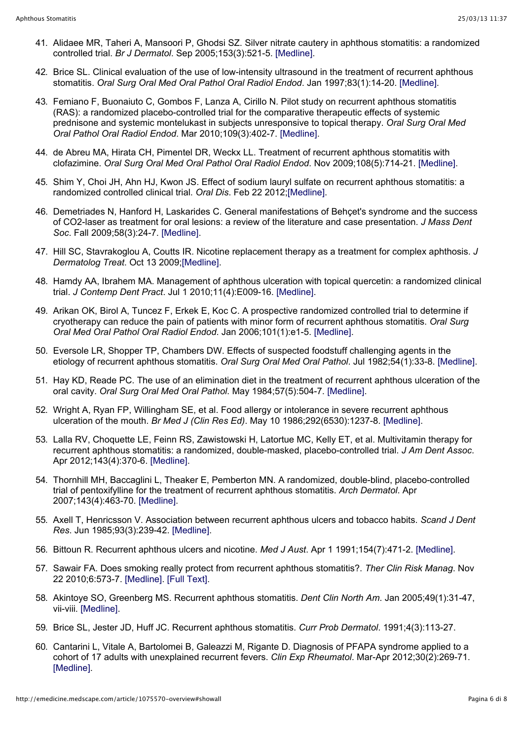41. Alidaee MR, Taheri A, Mansoori P, Ghodsi SZ. Silver nitrate cautery in aphthous stomatitis: a randomized controlled trial. *Br J Dermatol*. Sep 2005;153(3):521-5. [Medline].

42. Brice SL. Clinical evaluation of the use of low-intensity ultrasound in the treatment of recurrent aphthous stomatitis. *Oral Surg Oral Med Oral Pathol Oral Radiol Endod*. Jan 1997;83(1):14-20. [Medline].

43. Femiano F, Buonaiuto C, Gombos F, Lanza A, Cirillo N. Pilot study on recurrent aphthous stomatitis (RAS): a randomized placebo-controlled trial for the comparative therapeutic effects of systemic prednisone and systemic montelukast in subjects unresponsive to topical therapy. *Oral Surg Oral Med Oral Pathol Oral Radiol Endod*. Mar 2010;109(3):402-7. [Medline].

44. de Abreu MA, Hirata CH, Pimentel DR, Weckx LL. Treatment of recurrent aphthous stomatitis with clofazimine. *Oral Surg Oral Med Oral Pathol Oral Radiol Endod*. Nov 2009;108(5):714-21. [Medline].

45. Shim Y, Choi JH, Ahn HJ, Kwon JS. Effect of sodium lauryl sulfate on recurrent aphthous stomatitis: a randomized controlled clinical trial. *Oral Dis*. Feb 22 2012;[Medline].

46. Demetriades N, Hanford H, Laskarides C. General manifestations of Behçet's syndrome and the success of CO2-laser as treatment for oral lesions: a review of the literature and case presentation. *J Mass Dent Soc*. Fall 2009;58(3):24-7. [Medline].

47. Hill SC, Stavrakoglou A, Coutts IR. Nicotine replacement therapy as a treatment for complex aphthosis. *J Dermatolog Treat*. Oct 13 2009;[Medline].

48. Hamdy AA, Ibrahem MA. Management of aphthous ulceration with topical quercetin: a randomized clinical trial. *J Contemp Dent Pract*. Jul 1 2010;11(4):E009-16. [Medline].

49. Arikan OK, Birol A, Tuncez F, Erkek E, Koc C. A prospective randomized controlled trial to determine if cryotherapy can reduce the pain of patients with minor form of recurrent aphthous stomatitis. *Oral Surg Oral Med Oral Pathol Oral Radiol Endod*. Jan 2006;101(1):e1-5. [Medline].

50. Eversole LR, Shopper TP, Chambers DW. Effects of suspected foodstuff challenging agents in the etiology of recurrent aphthous stomatitis. *Oral Surg Oral Med Oral Pathol*. Jul 1982;54(1):33-8. [Medline].

51. Hay KD, Reade PC. The use of an elimination diet in the treatment of recurrent aphthous ulceration of the oral cavity. *Oral Surg Oral Med Oral Pathol*. May 1984;57(5):504-7. [Medline].

52. Wright A, Ryan FP, Willingham SE, et al. Food allergy or intolerance in severe recurrent aphthous ulceration of the mouth. *Br Med J (Clin Res Ed)*. May 10 1986;292(6530):1237-8. [Medline].

53. Lalla RV, Choquette LE, Feinn RS, Zawistowski H, Latortue MC, Kelly ET, et al. Multivitamin therapy for recurrent aphthous stomatitis: a randomized, double-masked, placebo-controlled trial. *J Am Dent Assoc*. Apr 2012;143(4):370-6. [Medline].

54. Thornhill MH, Baccaglini L, Theaker E, Pemberton MN. A randomized, double-blind, placebo-controlled trial of pentoxifylline for the treatment of recurrent aphthous stomatitis. *Arch Dermatol*. Apr 2007;143(4):463-70. [Medline].

55. Axell T, Henricsson V. Association between recurrent aphthous ulcers and tobacco habits. *Scand J Dent Res*. Jun 1985;93(3):239-42. [Medline].

56. Bittoun R. Recurrent aphthous ulcers and nicotine. *Med J Aust*. Apr 1 1991;154(7):471-2. [Medline].

57. Sawair FA. Does smoking really protect from recurrent aphthous stomatitis?. *Ther Clin Risk Manag*. Nov 22 2010;6:573-7. [Medline]. [Full Text].

58. Akintoye SO, Greenberg MS. Recurrent aphthous stomatitis. *Dent Clin North Am*. Jan 2005;49(1):31-47, vii-viii. [Medline].

59. Brice SL, Jester JD, Huff JC. Recurrent aphthous stomatitis. *Curr Prob Dermatol*. 1991;4(3):113-27.

60. Cantarini L, Vitale A, Bartolomei B, Galeazzi M, Rigante D. Diagnosis of PFAPA syndrome applied to a cohort of 17 adults with unexplained recurrent fevers. *Clin Exp Rheumatol*. Mar-Apr 2012;30(2):269-71. [Medline].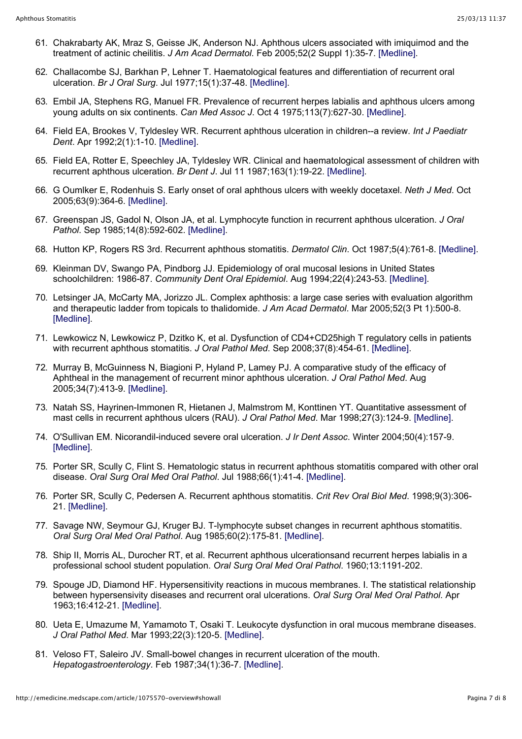61. Chakrabarty AK, Mraz S, Geisse JK, Anderson NJ. Aphthous ulcers associated with imiquimod and the treatment of actinic cheilitis. *J Am Acad Dermatol*. Feb 2005;52(2 Suppl 1):35-7. [Medline].

62. Challacombe SJ, Barkhan P, Lehner T. Haematological features and differentiation of recurrent oral ulceration. *Br J Oral Surg*. Jul 1977;15(1):37-48. [Medline].

63. Embil JA, Stephens RG, Manuel FR. Prevalence of recurrent herpes labialis and aphthous ulcers among young adults on six continents. *Can Med Assoc J*. Oct 4 1975;113(7):627-30. [Medline].

64. Field EA, Brookes V, Tyldesley WR. Recurrent aphthous ulceration in children--a review. *Int J Paediatr Dent*. Apr 1992;2(1):1-10. [Medline].

65. Field EA, Rotter E, Speechley JA, Tyldesley WR. Clinical and haematological assessment of children with recurrent aphthous ulceration. *Br Dent J*. Jul 11 1987;163(1):19-22. [Medline].

66. G Oumlker E, Rodenhuis S. Early onset of oral aphthous ulcers with weekly docetaxel. *Neth J Med*. Oct 2005;63(9):364-6. [Medline].

67. Greenspan JS, Gadol N, Olson JA, et al. Lymphocyte function in recurrent aphthous ulceration. *J Oral Pathol*. Sep 1985;14(8):592-602. [Medline].

68. Hutton KP, Rogers RS 3rd. Recurrent aphthous stomatitis. *Dermatol Clin*. Oct 1987;5(4):761-8. [Medline].

69. Kleinman DV, Swango PA, Pindborg JJ. Epidemiology of oral mucosal lesions in United States schoolchildren: 1986-87. *Community Dent Oral Epidemiol*. Aug 1994;22(4):243-53. [Medline].

70. Letsinger JA, McCarty MA, Jorizzo JL. Complex aphthosis: a large case series with evaluation algorithm and therapeutic ladder from topicals to thalidomide. *J Am Acad Dermatol*. Mar 2005;52(3 Pt 1):500-8. [Medline].

71. Lewkowicz N, Lewkowicz P, Dzitko K, et al. Dysfunction of CD4+CD25high T regulatory cells in patients with recurrent aphthous stomatitis. *J Oral Pathol Med*. Sep 2008;37(8):454-61. [Medline].

72. Murray B, McGuinness N, Biagioni P, Hyland P, Lamey PJ. A comparative study of the efficacy of Aphtheal in the management of recurrent minor aphthous ulceration. *J Oral Pathol Med*. Aug 2005;34(7):413-9. [Medline].

73. Natah SS, Hayrinen-Immonen R, Hietanen J, Malmstrom M, Konttinen YT. Quantitative assessment of mast cells in recurrent aphthous ulcers (RAU). *J Oral Pathol Med*. Mar 1998;27(3):124-9. [Medline].

74. O'Sullivan EM. Nicorandil-induced severe oral ulceration. *J Ir Dent Assoc*. Winter 2004;50(4):157-9. [Medline].

75. Porter SR, Scully C, Flint S. Hematologic status in recurrent aphthous stomatitis compared with other oral disease. *Oral Surg Oral Med Oral Pathol*. Jul 1988;66(1):41-4. [Medline].

76. Porter SR, Scully C, Pedersen A. Recurrent aphthous stomatitis. *Crit Rev Oral Biol Med*. 1998;9(3):306-21. [Medline].

77. Savage NW, Seymour GJ, Kruger BJ. T-lymphocyte subset changes in recurrent aphthous stomatitis. *Oral Surg Oral Med Oral Pathol*. Aug 1985;60(2):175-81. [Medline].

78. Ship II, Morris AL, Durocher RT, et al. Recurrent aphthous ulcerationsand recurrent herpes labialis in a professional school student population. *Oral Surg Oral Med Oral Pathol*. 1960;13:1191-202.

79. Spouge JD, Diamond HF. Hypersensitivity reactions in mucous membranes. I. The statistical relationship between hypersensitivity diseases and recurrent oral ulcerations. *Oral Surg Oral Med Oral Pathol*. Apr 1963;16:412-21. [Medline].

80. Ueta E, Umazume M, Yamamoto T, Osaki T. Leukocyte dysfunction in oral mucous membrane diseases. *J Oral Pathol Med*. Mar 1993;22(3):120-5. [Medline].

81. Veloso FT, Saleiro JV. Small-bowel changes in recurrent ulceration of the mouth. *Hepatogastroenterology*. Feb 1987;34(1):36-7. [Medline].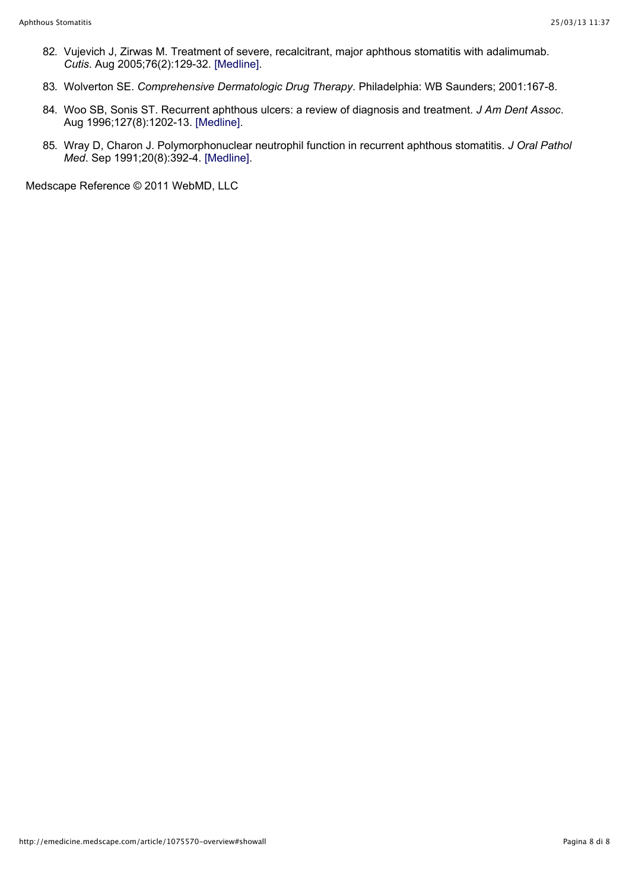82. Vujevich J, Zirwas M. Treatment of severe, recalcitrant, major aphthous stomatitis with adalimumab. *Cutis*. Aug 2005;76(2):129-32. [Medline].

83. Wolverton SE. *Comprehensive Dermatologic Drug Therapy*. Philadelphia: WB Saunders; 2001:167-8.

84. Woo SB, Sonis ST. Recurrent aphthous ulcers: a review of diagnosis and treatment. *J Am Dent Assoc*. Aug 1996;127(8):1202-13. [Medline].

85. Wray D, Charon J. Polymorphonuclear neutrophil function in recurrent aphthous stomatitis. *J Oral Pathol Med*. Sep 1991;20(8):392-4. [Medline].

Medscape Reference © 2011 WebMD, LLC